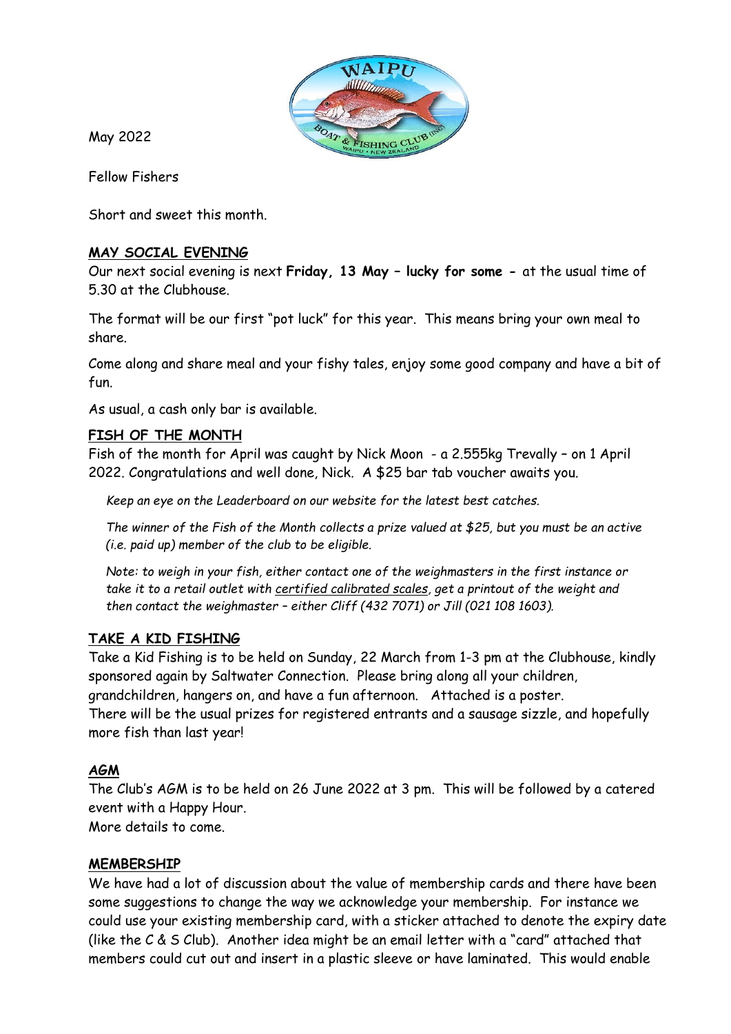May 2022

Fellow Fishers

Short and sweet this month.

## MAY SOCIAL EVENING

Our next social evening is next **Friday, 13 May – lucky for some -** at the usual time of 5.30 at the Clubhouse.

The format will be our first "pot luck" for this year. This means bring your own meal to share.

Come along and share meal and your fishy tales, enjoy some good company and have a bit of fun.

As usual, a cash only bar is available.

## FISH OF THE MONTH

Fish of the month for April was caught by Nick Moon - a 2.555kg Trevally – on 1 April 2022. Congratulations and well done, Nick. A $25 bar tab voucher awaits you.

*Keep an eye on the Leaderboard on our website for the latest best catches.*

*The winner of the Fish of the Month collects a prize valued at $25, but you must be an active (i.e. paid up) member of the club to be eligible.*

*Note: to weigh in your fish, either contact one of the weighmasters in the first instance or take it to a retail outlet with certified calibrated scales, get a printout of the weight and then contact the weighmaster – either Cliff (432 7071) or Jill (021 108 1603).*

## TAKE A KID FISHING

Take a Kid Fishing is to be held on Sunday, 22 March from 1-3 pm at the Clubhouse, kindly sponsored again by Saltwater Connection. Please bring along all your children, grandchildren, hangers on, and have a fun afternoon. Attached is a poster.
There will be the usual prizes for registered entrants and a sausage sizzle, and hopefully more fish than last year!

## AGM

The Club's AGM is to be held on 26 June 2022 at 3 pm. This will be followed by a catered event with a Happy Hour.
More details to come.

## MEMBERSHIP

We have had a lot of discussion about the value of membership cards and there have been some suggestions to change the way we acknowledge your membership. For instance we could use your existing membership card, with a sticker attached to denote the expiry date (like the C & S Club). Another idea might be an email letter with a "card" attached that members could cut out and insert in a plastic sleeve or have laminated. This would enable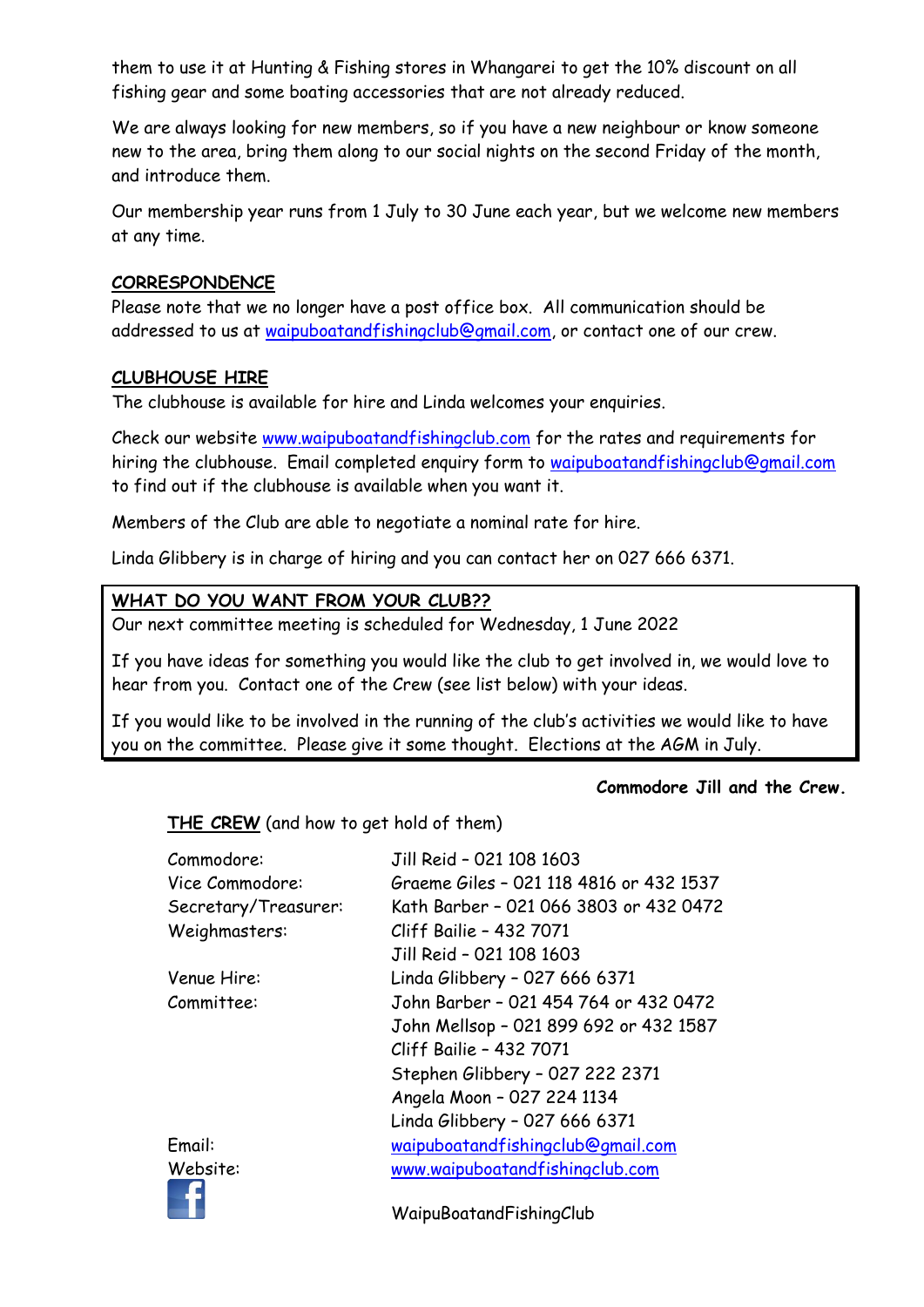them to use it at Hunting & Fishing stores in Whangarei to get the 10% discount on all fishing gear and some boating accessories that are not already reduced.

We are always looking for new members, so if you have a new neighbour or know someone new to the area, bring them along to our social nights on the second Friday of the month, and introduce them.

Our membership year runs from 1 July to 30 June each year, but we welcome new members at any time.

## CORRESPONDENCE

Please note that we no longer have a post office box. All communication should be addressed to us at waipuboatandfishingclub@gmail.com, or contact one of our crew.

## CLUBHOUSE HIRE

The clubhouse is available for hire and Linda welcomes your enquiries.

Check our website www.waipuboatandfishingclub.com for the rates and requirements for hiring the clubhouse. Email completed enquiry form to waipuboatandfishingclub@gmail.com to find out if the clubhouse is available when you want it.

Members of the Club are able to negotiate a nominal rate for hire.

Linda Glibbery is in charge of hiring and you can contact her on 027 666 6371.

## WHAT DO YOU WANT FROM YOUR CLUB??

Our next committee meeting is scheduled for Wednesday, 1 June 2022

If you have ideas for something you would like the club to get involved in, we would love to hear from you. Contact one of the Crew (see list below) with your ideas.

If you would like to be involved in the running of the club's activities we would like to have you on the committee. Please give it some thought. Elections at the AGM in July.

**Commodore Jill and the Crew.**

**THE CREW** (and how to get hold of them)

| | |
|---|---|
| Commodore: | Jill Reid – 021 108 1603 |
| Vice Commodore: | Graeme Giles – 021 118 4816 or 432 1537 |
| Secretary/Treasurer: | Kath Barber – 021 066 3803 or 432 0472 |
| Weighmasters: | Cliff Bailie – 432 7071 |
| | Jill Reid – 021 108 1603 |
| Venue Hire: | Linda Glibbery – 027 666 6371 |
| Committee: | John Barber – 021 454 764 or 432 0472 |
| | John Mellsop – 021 899 692 or 432 1587 |
| | Cliff Bailie – 432 7071 |
| | Stephen Glibbery – 027 222 2371 |
| | Angela Moon – 027 224 1134 |
| | Linda Glibbery – 027 666 6371 |
| Email: | waipuboatandfishingclub@gmail.com |
| Website: | www.waipuboatandfishingclub.com |
| Facebook: | WaipuBoatandFishingClub |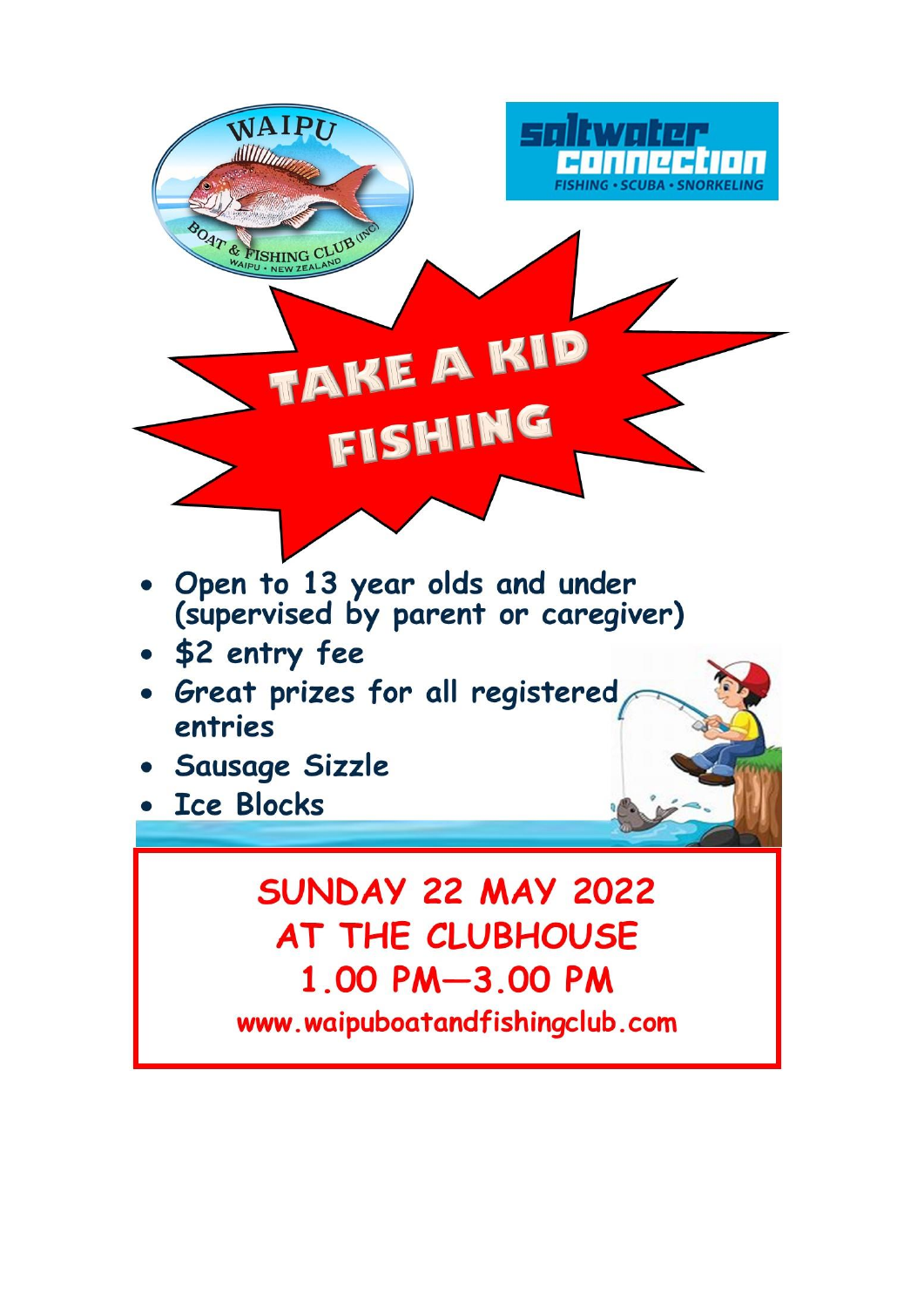WAIPU

BOAT & FISHING CLUB (INC)

WAIPU • NEW ZEALAND

saltwater connection

FISHING • SCUBA • SNORKELING

# TAKE A KID FISHING

- Open to 13 year olds and under (supervised by parent or caregiver)
- $2 entry fee
- Great prizes for all registered entries
- Sausage Sizzle
- Ice Blocks

## SUNDAY 22 MAY 2022
## AT THE CLUBHOUSE
## 1.00 PM—3.00 PM

**www.waipuboatandfishingclub.com**